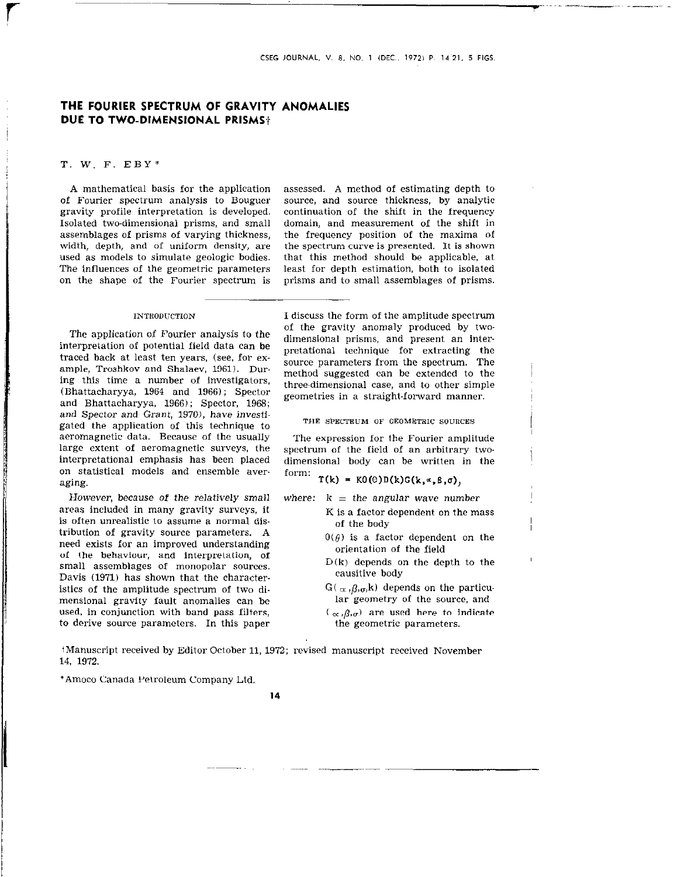# THE FOURIER SPECTRUM OF GRAVITY ANOMALIES DUE TO TWO-DIMENSIONAL PRISMS†

T. W. F. EBY*

A mathematical basis for the application of Fourier spectrum analysis to Bouguer gravity profile interpretation is developed. Isolated two-dimensional prisms, and small assemblages of prisms of varying thickness, width, depth, and of uniform density, are used as models to simulate geologic bodies. The influences of the geometric parameters on the shape of the Fourier spectrum is assessed. A method of estimating depth to source, and source thickness, by analytic continuation of the shift in the frequency domain, and measurement of the shift in the frequency position of the maxima of the spectrum curve is presented. It is shown that this method should be applicable, at least for depth estimation, both to isolated prisms and to small assemblages of prisms.

## INTRODUCTION

The application of Fourier analysis to the interpretation of potential field data can be traced back at least ten years, (see, for example, Troshkov and Shalaev, 1961). During this time a number of investigators, (Bhattacharyya, 1964 and 1966); Spector and Bhattacharyya, 1966); Spector, 1968; and Spector and Grant, 1970), have investigated the application of this technique to aeromagnetic data. Because of the usually large extent of aeromagnetic surveys, the interpretational emphasis has been placed on statistical models and ensemble averaging.

*However, because of the relatively small* areas included in many gravity surveys, it is often unrealistic to assume a normal distribution of gravity source parameters. A need exists for an improved understanding of the behaviour, and interpretation, of small assemblages of monopolar sources. Davis (1971) has shown that the characteristics of the amplitude spectrum of two dimensional gravity fault anomalies can be used, in conjunction with band pass filters, to derive source parameters. In this paper I discuss the form of the amplitude spectrum of the gravity anomaly produced by two-dimensional prisms, and present an interpretational technique for extracting the source parameters from the spectrum. The method suggested can be extended to the three-dimensional case, and to other simple geometries in a straight-forward manner.

## THE SPECTRUM OF GEOMETRIC SOURCES

The expression for the Fourier amplitude spectrum of the field of an arbitrary two-dimensional body can be written in the form:

$$T(k) = KO(\theta)D(k)G(k,\alpha,\beta,\sigma),$$

*where:* $k$ = *the angular wave number*

- $K$ is a factor dependent on the mass of the body
- $O(\theta)$ is a factor dependent on the orientation of the field
- $D(k)$ depends on the depth to the causitive body
- $G(\alpha,\beta,\sigma,k)$ depends on the particular geometry of the source, and
- $(\alpha,\beta,\sigma)$ are used here to indicate the geometric parameters.

†Manuscript received by Editor October 11, 1972; revised manuscript received November 14, 1972.

*Amoco Canada Petroleum Company Ltd.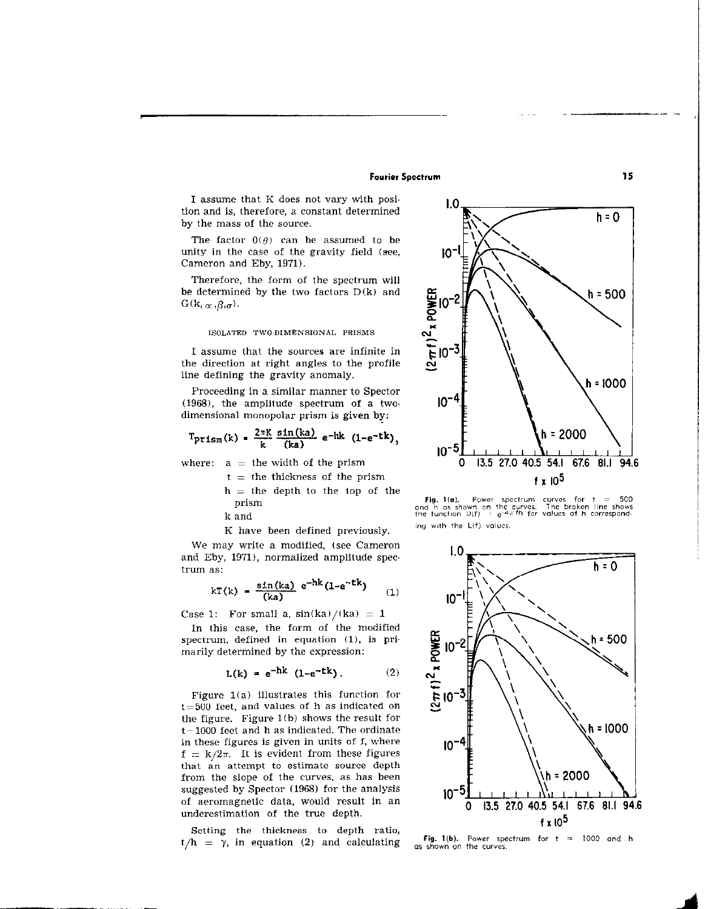I assume that K does not vary with position and is, therefore, a constant determined by the mass of the source.

The factor $0(\theta)$ can be assumed to be unity in the case of the gravity field (see, Cameron and Eby, 1971).

Therefore, the form of the spectrum will be determined by the two factors D(k) and $G(k, \alpha, \beta, \sigma)$.

#### ISOLATED TWO-DIMENSIONAL PRISMS

I assume that the sources are infinite in the direction at right angles to the profile line defining the gravity anomaly.

Proceeding in a similar manner to Spector (1968), the amplitude spectrum of a two-dimensional monopolar prism is given by:

$$T_{prism}(k) = \frac{2\pi K}{k} \frac{\sin(ka)}{(ka)} e^{-hk} (1-e^{-tk}),$$

where: a = the width of the prism

t = the thickness of the prism

h = the depth to the top of the prism

k and

K have been defined previously.

We may write a modified, (see Cameron and Eby, 1971), normalized amplitude spectrum as:

$$kT(k) = \frac{\sin(ka)}{(ka)} e^{-hk}(1-e^{-tk}) \tag{1}$$

Case 1: For small a, $\sin(ka)/(ka) = 1$

In this case, the form of the modified spectrum, defined in equation (1), is primarily determined by the expression:

$$L(k) = e^{-hk} (1-e^{-tk}). \tag{2}$$

Figure 1(a) illustrates this function for t=500 feet, and values of h as indicated on the figure. Figure 1(b) shows the result for t=1000 feet and h as indicated. The ordinate in these figures is given in units of f, where $f = k/2\pi$. It is evident from these figures that an attempt to estimate source depth from the slope of the curves, as has been suggested by Spector (1968) for the analysis of aeromagnetic data, would result in an underestimation of the true depth.

Setting the thickness to depth ratio, $t/h = \gamma$, in equation (2) and calculating

**Fig. 1(a).** Power spectrum curves for t = 500 and h as shown on the curves. The broken line shows the function $D(f) = e^{-4\pi fh}$ for values of h corresponding with the L(f) values.

**Fig. 1(b).** Power spectrum for t = 1000 and h as shown on the curves.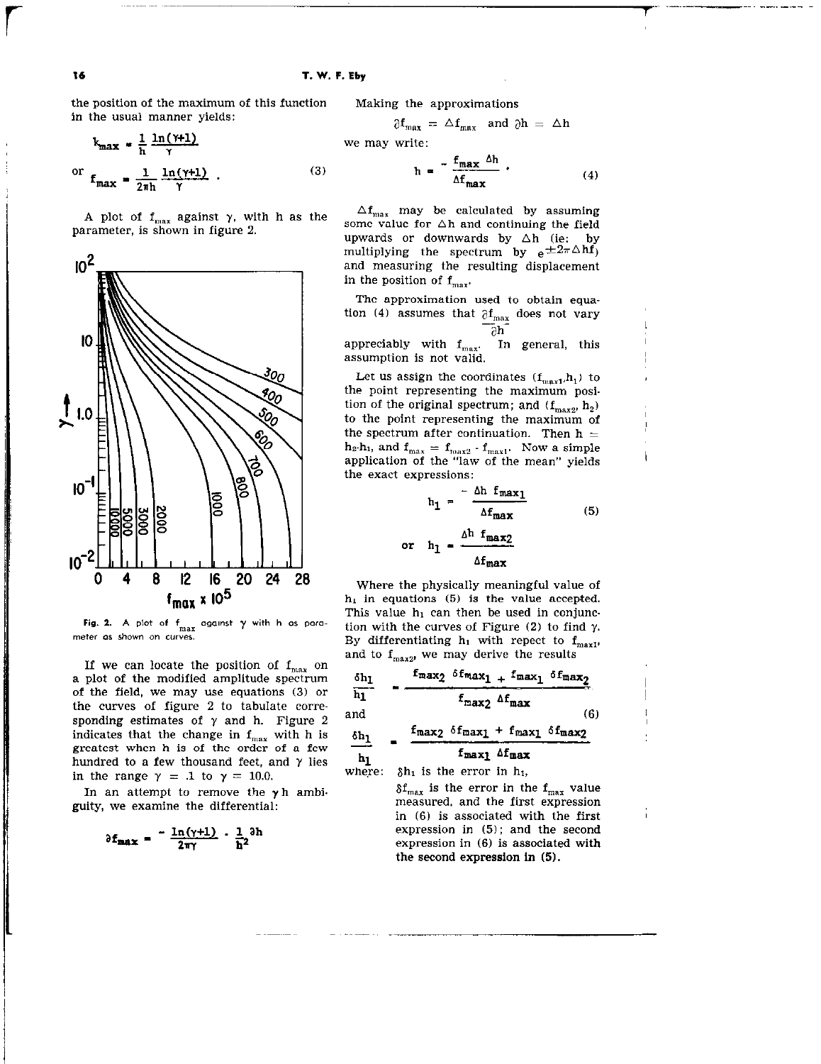the position of the maximum of this function in the usual manner yields:

$$k_{max} = \frac{1}{h}\frac{\ln(\gamma+1)}{\gamma}$$

$$\text{or } f_{max} = \frac{1}{2\pi h}\frac{\ln(\gamma+1)}{\gamma}. \tag{3}$$

A plot of $f_{max}$ against $\gamma$, with h as the parameter, is shown in figure 2.

Fig. 2. A plot of $f_{max}$ against $\gamma$ with h as parameter as shown on curves.

If we can locate the position of $f_{max}$ on a plot of the modified amplitude spectrum of the field, we may use equations (3) or the curves of figure 2 to tabulate corresponding estimates of $\gamma$ and h. Figure 2 indicates that the change in $f_{max}$ with h is greatest when h is of the order of a few hundred to a few thousand feet, and $\gamma$ lies in the range $\gamma = .1$ to $\gamma = 10.0$.

In an attempt to remove the $\gamma$h ambiguity, we examine the differential:

$$\partial f_{max} = -\frac{\ln(\gamma+1)}{2\pi\gamma}\cdot\frac{1}{h^2}\partial h$$

Making the approximations

$$\partial f_{max} = \Delta f_{max} \text{ and } \partial h = \Delta h$$

we may write:

$$h = \frac{-f_{max}\,\Delta h}{\Delta f_{max}}. \tag{4}$$

$\Delta f_{max}$ may be calculated by assuming some value for $\Delta h$ and continuing the field upwards or downwards by $\Delta h$ (ie: by multiplying the spectrum by $e^{\pm 2\pi\Delta hf}$) and measuring the resulting displacement in the position of $f_{max}$.

The approximation used to obtain equation (4) assumes that $\frac{\partial f_{max}}{\partial h}$ does not vary appreciably with $f_{max}$. In general, this assumption is not valid.

Let us assign the coordinates ($f_{max1}$,$h_1$) to the point representing the maximum position of the original spectrum; and ($f_{max2}$, $h_2$) to the point representing the maximum of the spectrum after continuation. Then $h = h_2 - h_1$, and $f_{max} = f_{max2} - f_{max1}$. Now a simple application of the "law of the mean" yields the exact expressions:

$$h_1 = \frac{-\Delta h\, f_{max1}}{\Delta f_{max}} \tag{5}$$

$$\text{or } h_1 = \frac{\Delta h\, f_{max2}}{\Delta f_{max}}$$

Where the physically meaningful value of $h_1$ in equations (5) is the value accepted. This value $h_1$ can then be used in conjunction with the curves of Figure (2) to find $\gamma$. By differentiating $h_1$ with repect to $f_{max1}$, and to $f_{max2}$, we may derive the results

$$\frac{\delta h_1}{h_1} = \frac{f_{max2}\,\delta f_{max1} + f_{max1}\,\delta f_{max2}}{f_{max2}\,\Delta f_{max}}$$

and (6)

$$\frac{\delta h_1}{h_1} = \frac{f_{max2}\,\delta f_{max1} + f_{max1}\,\delta f_{max2}}{f_{max1}\,\Delta f_{max}}$$

where: $\delta h_1$ is the error in $h_1$,

$\delta f_{max}$ is the error in the $f_{max}$ value measured, and the first expression in (6) is associated with the first expression in (5); and the second expression in (6) is associated with the second expression in (5).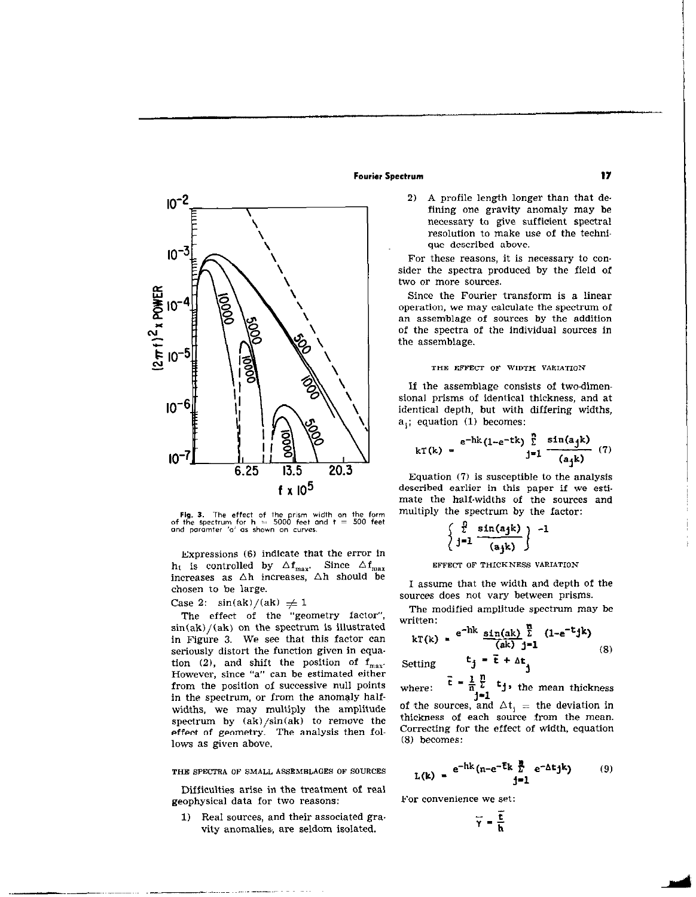Fig. 3. The effect of the prism width on the form of the spectrum for h = 5000 feet and t = 500 feet and paramter 'a' as shown on curves.

Expressions (6) indicate that the error in $h_t$ is controlled by $\Delta f_{max}$. Since $\Delta f_{max}$ increases as $\Delta h$ increases, $\Delta h$ should be chosen to be large.

Case 2: $\sin(ak)/(ak) \neq 1$

The effect of the "geometry factor", $\sin(ak)/(ak)$ on the spectrum is illustrated in Figure 3. We see that this factor can seriously distort the function given in equation (2), and shift the position of $f_{max}$. However, since "a" can be estimated either from the position of successive null points in the spectrum, or from the anomaly half-widths, we may multiply the amplitude spectrum by $(ak)/\sin(ak)$ to remove the effect of geometry. The analysis then follows as given above.

### THE SPECTRA OF SMALL ASSEMBLAGES OF SOURCES

Difficulties arise in the treatment of real geophysical data for two reasons:

1) Real sources, and their associated gravity anomalies, are seldom isolated.
2) A profile length longer than that defining one gravity anomaly may be necessary to give sufficient spectral resolution to make use of the technique described above.

For these reasons, it is necessary to consider the spectra produced by the field of two or more sources.

Since the Fourier transform is a linear operation, we may calculate the spectrum of an assemblage of sources by the addition of the spectra of the individual sources in the assemblage.

### THE EFFECT OF WIDTH VARIATION

If the assemblage consists of two-dimensional prisms of identical thickness, and at identical depth, but with differing widths, $a_j$; equation (1) becomes:

$$kT(k) = e^{-hk}(1-e^{-tk}) \sum_{j=1}^{n} \frac{\sin(a_j k)}{(a_j k)} \tag{7}$$

Equation (7) is susceptible to the analysis described earlier in this paper if we estimate the half-widths of the sources and multiply the spectrum by the factor:

$$\left\{ \sum_{j=1}^{n} \frac{\sin(a_j k)}{(a_j k)} \right\}^{-1}$$

### EFFECT OF THICKNESS VARIATION

I assume that the width and depth of the sources does not vary between prisms.

The modified amplitude spectrum may be written:

$$kT(k) = e^{-hk} \frac{\sin(ak)}{(ak)} \sum_{j=1}^{n} (1-e^{-t_j k}) \tag{8}$$

Setting $t_j = \bar{t} + \Delta t_j$

where: $\bar{t} = \frac{1}{n} \sum_{j=1}^{n} t_j$, the mean thickness of the sources, and $\Delta t_j$ = the deviation in thickness of each source from the mean. Correcting for the effect of width, equation (8) becomes:

$$L(k) = e^{-hk}(n - e^{-\bar{t}k} \sum_{j=1}^{n} e^{-\Delta t_j k}) \tag{9}$$

For convenience we set:

$$\bar{\gamma} = \frac{\bar{t}}{h}$$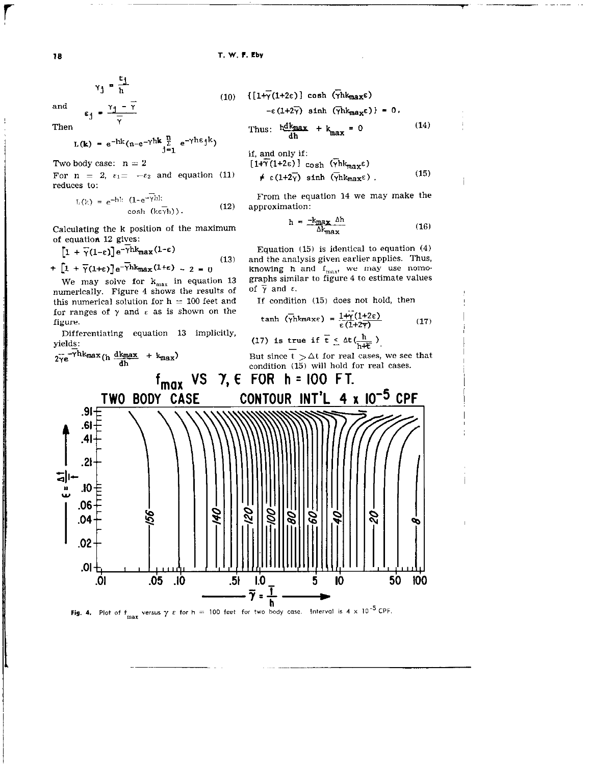$$\gamma_j = \frac{t_j}{h}$$

and

$$\epsilon_j = \frac{\gamma_j - \bar{\gamma}}{\bar{\gamma}} \tag{10}$$

Then

$$L(k) = e^{-hk}(n - e^{-\gamma hk} \sum_{j=1}^{n} e^{-\gamma h \epsilon_j k})$$

Two body case: $n = 2$

For $n = 2$, $\epsilon_1 = -\epsilon_2$ and equation (11) reduces to:

$$L(k) = e^{-hk}(1 - e^{-\bar{\gamma}hk} \cosh(k\epsilon\bar{\gamma}h)). \tag{12}$$

Calculating the k position of the maximum of equation 12 gives:

$$[1 + \bar{\gamma}(1-\epsilon)]e^{-\bar{\gamma}hk_{max}(1-\epsilon)} + [1 + \bar{\gamma}(1+\epsilon)]e^{-\bar{\gamma}hk_{max}(1+\epsilon)} - 2 = 0 \tag{13}$$

We may solve for $k_{max}$ in equation 13 numerically. Figure 4 shows the results of this numerical solution for $h = 100$ feet and for ranges of $\gamma$ and $\epsilon$ as is shown on the figure.

Differentiating equation 13 implicitly, yields:

$$2\bar{\gamma}e^{-\bar{\gamma}hk_{max}}(h\frac{dk_{max}}{dh} + k_{max})$$

$$\{[1+\bar{\gamma}(1+2\epsilon)] \cosh(\bar{\gamma}hk_{max}\epsilon) - \epsilon(1+2\bar{\gamma}) \sinh(\bar{\gamma}hk_{max}\epsilon)\} = 0.$$

Thus: $$h\frac{dk_{max}}{dh} + k_{max} = 0 \tag{14}$$

if, and only if:

$$[1+\bar{\gamma}(1+2\epsilon)] \cosh(\bar{\gamma}hk_{max}\epsilon) \neq \epsilon(1+2\bar{\gamma}) \sinh(\bar{\gamma}hk_{max}\epsilon). \tag{15}$$

From the equation 14 we may make the approximation:

$$h = \frac{-k_{max}\,\Delta h}{\Delta k_{max}} \tag{16}$$

Equation (15) is identical to equation (4) and the analysis given earlier applies. Thus, knowing h and $f_{max}$, we may use nomographs similar to figure 4 to estimate values of $\bar{\gamma}$ and $\epsilon$.

If condition (15) does not hold, then

$$\tanh(\bar{\gamma}hk_{max}\epsilon) = \frac{1+\bar{\gamma}(1+2\epsilon)}{\epsilon(1+2\bar{\gamma})} \tag{17}$$

(17) is true if $\bar{t} \leq \Delta t(\frac{h}{h+\bar{t}})$.

But since $\bar{t} > \Delta t$ for real cases, we see that condition (15) will hold for real cases.

Fig. 4. Plot of $f_{max}$ versus $\gamma$ $\epsilon$ for $h = 100$ feet for two body case. Interval is $4 \times 10^{-5}$ CPF.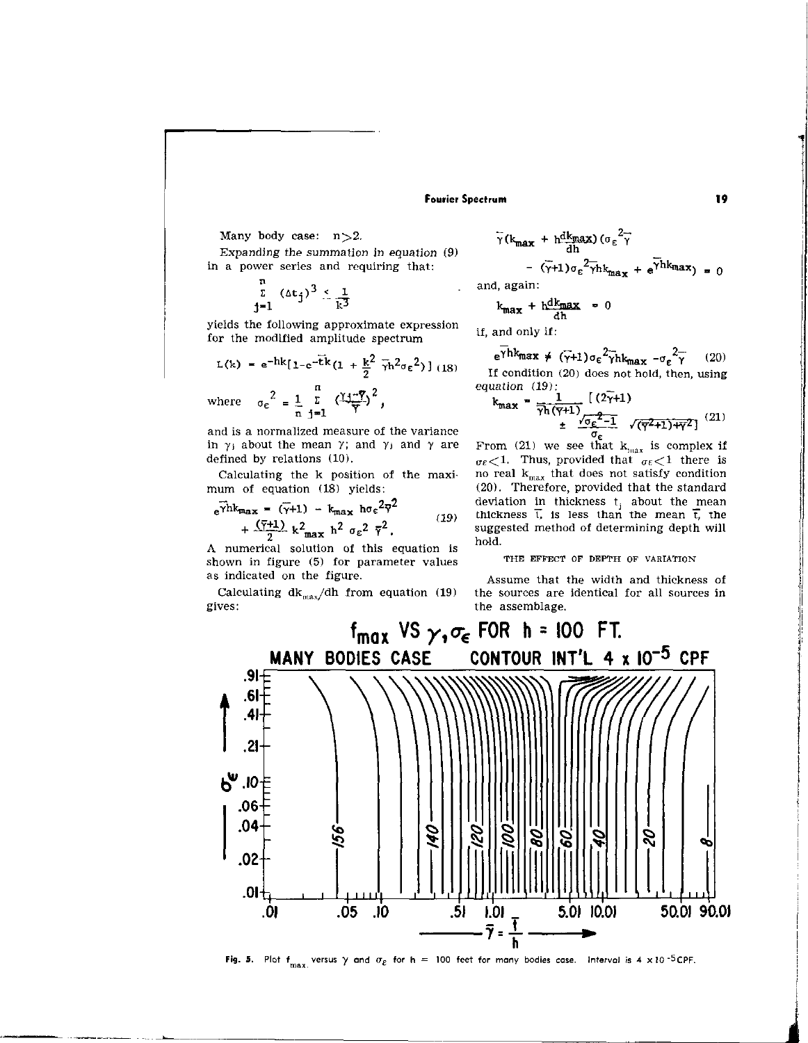Many body case: $n > 2$.

Expanding the summation in equation (9) in a power series and requiring that:

$$\sum_{j=1}^{n} (\Delta t_j)^3 \leq \frac{1}{k^3}$$

yields the following approximate expression for the modified amplitude spectrum

$$L(k) = e^{-hk}[1 - e^{-\bar{t}k}(1 + \frac{k^2}{2}\bar{\gamma}h^2\sigma_\epsilon^2)] \quad (18)$$

where $\sigma_\epsilon^2 = \frac{1}{n}\sum_{j=1}^{n}\left(\frac{\gamma_j - \bar{\gamma}}{\bar{\gamma}}\right)^2$,

and is a normalized measure of the variance in $\gamma_j$ about the mean $\gamma$; and $\gamma_j$ and $\gamma$ are defined by relations (10).

Calculating the k position of the maximum of equation (18) yields:

$$e^{\bar{\gamma}hk_{max}} = (\bar{\gamma}+1) - k_{max}\, h\sigma_\epsilon^2\bar{\gamma}^2 + \frac{(\bar{\gamma}+1)}{2}k_{max}^2\, h^2\, \sigma_\epsilon^2\, \bar{\gamma}^2. \quad (19)$$

A numerical solution of this equation is shown in figure (5) for parameter values as indicated on the figure.

Calculating $dk_{max}/dh$ from equation (19) gives:

$$\bar{\gamma}(k_{max} + h\frac{dk_{max}}{dh})(\sigma_\epsilon^2\bar{\gamma} - (\bar{\gamma}+1)\sigma_\epsilon^2\bar{\gamma}hk_{max} + e^{\bar{\gamma}hk_{max}}) = 0$$

and, again:

$$k_{max} + h\frac{dk_{max}}{dh} = 0$$

if, and only if:

$$e^{\bar{\gamma}hk_{max}} \neq (\bar{\gamma}+1)\sigma_\epsilon^2\bar{\gamma}hk_{max} - \sigma_\epsilon^2\bar{\gamma} \quad (20)$$

If condition (20) does not hold, then, using equation (19):

$$k_{max} = \frac{1}{\bar{\gamma}h(\bar{\gamma}+1)}[(2\bar{\gamma}+1) \pm \frac{\sqrt{\sigma_\epsilon^2 - 1}}{\sigma_\epsilon}\sqrt{(\bar{\gamma}^2+1)+\bar{\gamma}^2}] \quad (21)$$

From (21) we see that $k_{max}$ is complex if $\sigma_\epsilon < 1$. Thus, provided that $\sigma_\epsilon < 1$ there is no real $k_{max}$ that does not satisfy condition (20). Therefore, provided that the standard deviation in thickness $t_j$ about the mean thickness $\bar{t}$, is less than the mean $\bar{t}$, the suggested method of determining depth will hold.

### THE EFFECT OF DEPTH OF VARIATION

Assume that the width and thickness of the sources are identical for all sources in the assemblage.

**Fig. 5.** Plot $f_{max}$ versus $\gamma$ and $\sigma_\epsilon$ for h = 100 feet for many bodies case. Interval is $4 \times 10^{-5}$ CPF.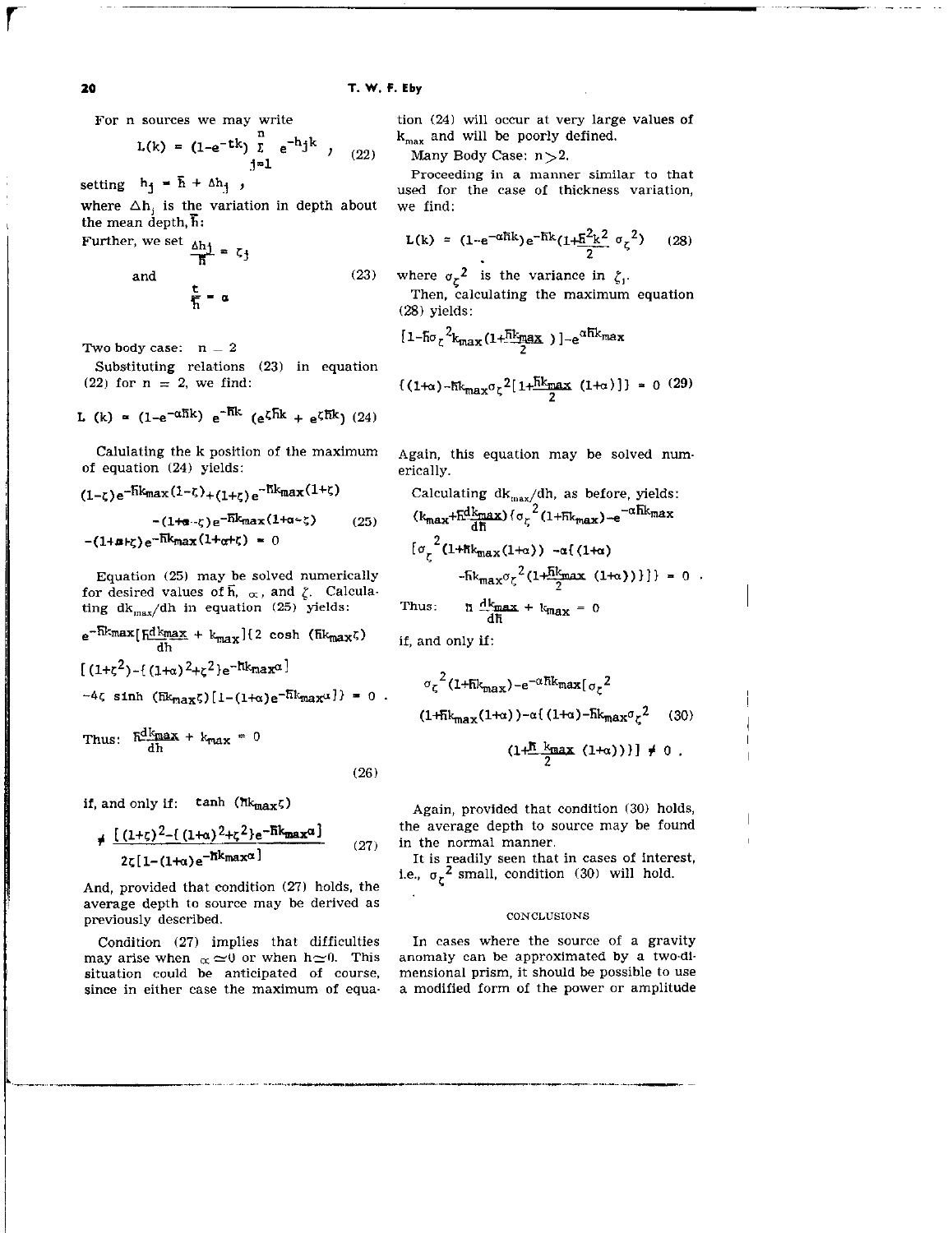For n sources we may write

$$L(k) = (1-e^{-tk}) \sum_{j=1}^{n} e^{-h_j k} , \quad (22)$$

setting $h_j = \bar{h} + \Delta h_j$ ,

where $\Delta h_j$ is the variation in depth about the mean depth, $\bar{h}$:

Further, we set

$$\frac{\Delta h_j}{\bar{h}} = \zeta_j$$

and $\quad (23)$

$$\frac{t}{\bar{h}} = \alpha$$

Two body case: $n = 2$

Substituting relations (23) in equation (22) for $n = 2$, we find:

$$L(k) = (1-e^{-\alpha\bar{h}k})\, e^{-\bar{h}k}\, (e^{\zeta\bar{h}k} + e^{\zeta\bar{h}k}) \quad (24)$$

Calulating the k position of the maximum of equation (24) yields:

$$(1-\zeta)e^{-\bar{h}k_{max}(1-\zeta)} + (1+\zeta)e^{-\bar{h}k_{max}(1+\zeta)}$$
$$-(1+\alpha-\zeta)e^{-\bar{h}k_{max}(1+\alpha-\zeta)} \quad (25)$$
$$-(1+\alpha+\zeta)e^{-\bar{h}k_{max}(1+\alpha+\zeta)} = 0$$

Equation (25) may be solved numerically for desired values of $\bar{h}$, $\alpha$, and $\zeta$. Calculating $dk_{max}/dh$ in equation (25) yields:

$$e^{-\bar{h}k_{max}}[\bar{h}\frac{dk_{max}}{dh} + k_{max}]\{2 \cosh(\bar{h}k_{max}\zeta)$$
$$[(1+\zeta^2)-\{(1+\alpha)^2+\zeta^2\}e^{-\bar{h}k_{max}\alpha}]$$
$$-4\zeta \sinh(\bar{h}k_{max}\zeta)[1-(1+\alpha)e^{-\bar{h}k_{max}\alpha}]\} = 0 .$$

Thus: $\bar{h}\frac{dk_{max}}{dh} + k_{max} = 0$

$$(26)$$

if, and only if: $\tanh(\bar{h}k_{max}\zeta)$

$$\neq \frac{[(1+\zeta)^2-\{(1+\alpha)^2+\zeta^2\}e^{-\bar{h}k_{max}\alpha}]}{2\zeta[1-(1+\alpha)e^{-\bar{h}k_{max}\alpha}]} \quad (27)$$

And, provided that condition (27) holds, the average depth to source may be derived as previously described.

Condition (27) implies that difficulties may arise when $\alpha \simeq 0$ or when $h \simeq 0$. This situation could be anticipated of course, since in either case the maximum of equation (24) will occur at very large values of $k_{max}$ and will be poorly defined.

Many Body Case: $n > 2$.

Proceeding in a manner similar to that used for the case of thickness variation, we find:

$$L(k) = (1-e^{-\alpha\bar{h}k})e^{-\bar{h}k}(1+\frac{\bar{h}^2k^2}{2}\sigma_\zeta^2) \quad (28)$$

where $\sigma_\zeta^2$ is the variance in $\zeta_j$.

Then, calculating the maximum equation (28) yields:

$$[1-\bar{h}\sigma_\zeta^2 k_{max}(1+\frac{\bar{h}k_{max}}{2})]-e^{\alpha\bar{h}k_{max}}$$

$$\{(1+\alpha)-\bar{h}k_{max}\sigma_\zeta^2[1+\frac{\bar{h}k_{max}}{2}(1+\alpha)]\} = 0 \quad (29)$$

Again, this equation may be solved numerically.

Calculating $dk_{max}/dh$, as before, yields:

$$(k_{max}+\bar{h}\frac{dk_{max}}{d\bar{h}})\{\sigma_\zeta^2(1+\bar{h}k_{max})-e^{-\alpha\bar{h}k_{max}}$$
$$[\sigma_\zeta^2(1+\bar{h}k_{max}(1+\alpha)) -\alpha\{(1+\alpha)$$
$$-\bar{h}k_{max}\sigma_\zeta^2(1+\frac{\bar{h}k_{max}}{2}(1+\alpha))\}]\} = 0 .$$

Thus: $\bar{h}\frac{dk_{max}}{d\bar{h}} + k_{max} = 0$

if, and only if:

$$\sigma_\zeta^2(1+\bar{h}k_{max})-e^{-\alpha\bar{h}k_{max}}[\sigma_\zeta^2$$
$$(1+\bar{h}k_{max}(1+\alpha))-\alpha\{(1+\alpha)-\bar{h}k_{max}\sigma_\zeta^2 \quad (30)$$
$$(1+\frac{\bar{h}k_{max}}{2}(1+\alpha))\}] \neq 0 .$$

Again, provided that condition (30) holds, the average depth to source may be found in the normal manner.

It is readily seen that in cases of interest, i.e., $\sigma_\zeta^2$ small, condition (30) will hold.

## CONCLUSIONS

In cases where the source of a gravity anomaly can be approximated by a two-dimensional prism, it should be possible to use a modified form of the power or amplitude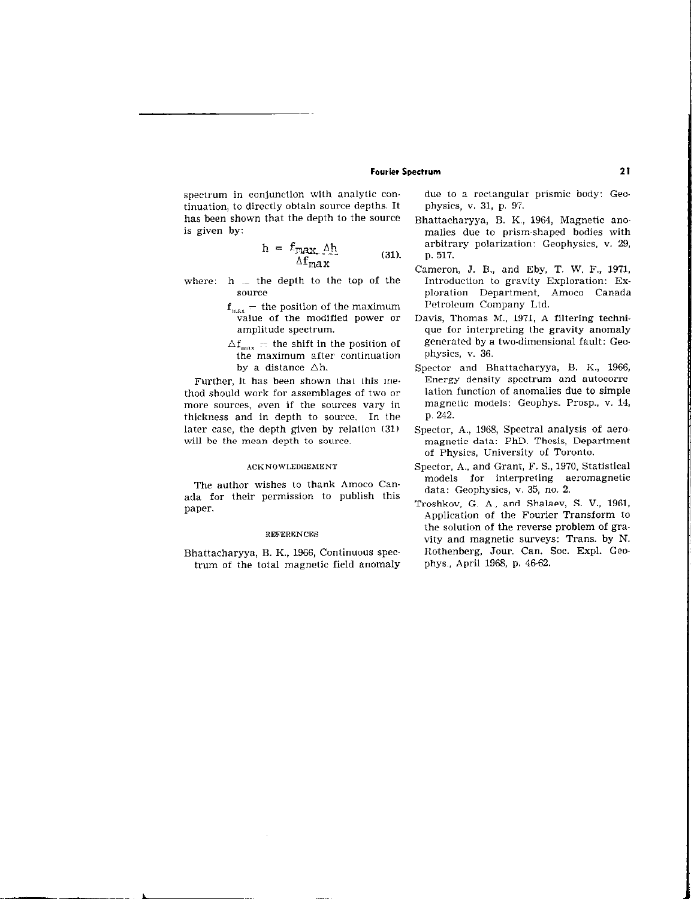spectrum in conjunction with analytic continuation, to directly obtain source depths. It has been shown that the depth to the source is given by:

$$h = \frac{f_{max} \, \Delta h}{\Delta f_{max}} \tag{31}$$

where: $h$ — the depth to the top of the source

$f_{max}$ — the position of the maximum value of the modified power or amplitude spectrum.

$\Delta f_{max}$ — the shift in the position of the maximum after continuation by a distance $\Delta h$.

Further, it has been shown that this method should work for assemblages of two or more sources, even if the sources vary in thickness and in depth to source. In the later case, the depth given by relation (31) will be the mean depth to source.

## ACKNOWLEDGEMENT

The author wishes to thank Amoco Canada for their permission to publish this paper.

## REFERENCES

Bhattacharyya, B. K., 1966, Continuous spectrum of the total magnetic field anomaly due to a rectangular prismic body: Geophysics, v. 31, p. 97.

Bhattacharyya, B. K., 1964, Magnetic anomalies due to prism-shaped bodies with arbitrary polarization: Geophysics, v. 29, p. 517.

Cameron, J. B., and Eby, T. W. F., 1971, Introduction to gravity Exploration: Exploration Department, Amoco Canada Petroleum Company Ltd.

Davis, Thomas M., 1971, A filtering technique for interpreting the gravity anomaly generated by a two-dimensional fault: Geophysics, v. 36.

Spector and Bhattacharyya, B. K., 1966, Energy density spectrum and autocorrelation function of anomalies due to simple magnetic models: Geophys. Prosp., v. 14, p. 242.

Spector, A., 1968, Spectral analysis of aeromagnetic data: PhD. Thesis, Department of Physics, University of Toronto.

Spector, A., and Grant, F. S., 1970, Statistical models for interpreting aeromagnetic data: Geophysics, v. 35, no. 2.

Troshkov, G. A., and Shalaev, S. V., 1961, Application of the Fourier Transform to the solution of the reverse problem of gravity and magnetic surveys: Trans. by N. Rothenberg, Jour. Can. Soc. Expl. Geophys., April 1968, p. 46-62.